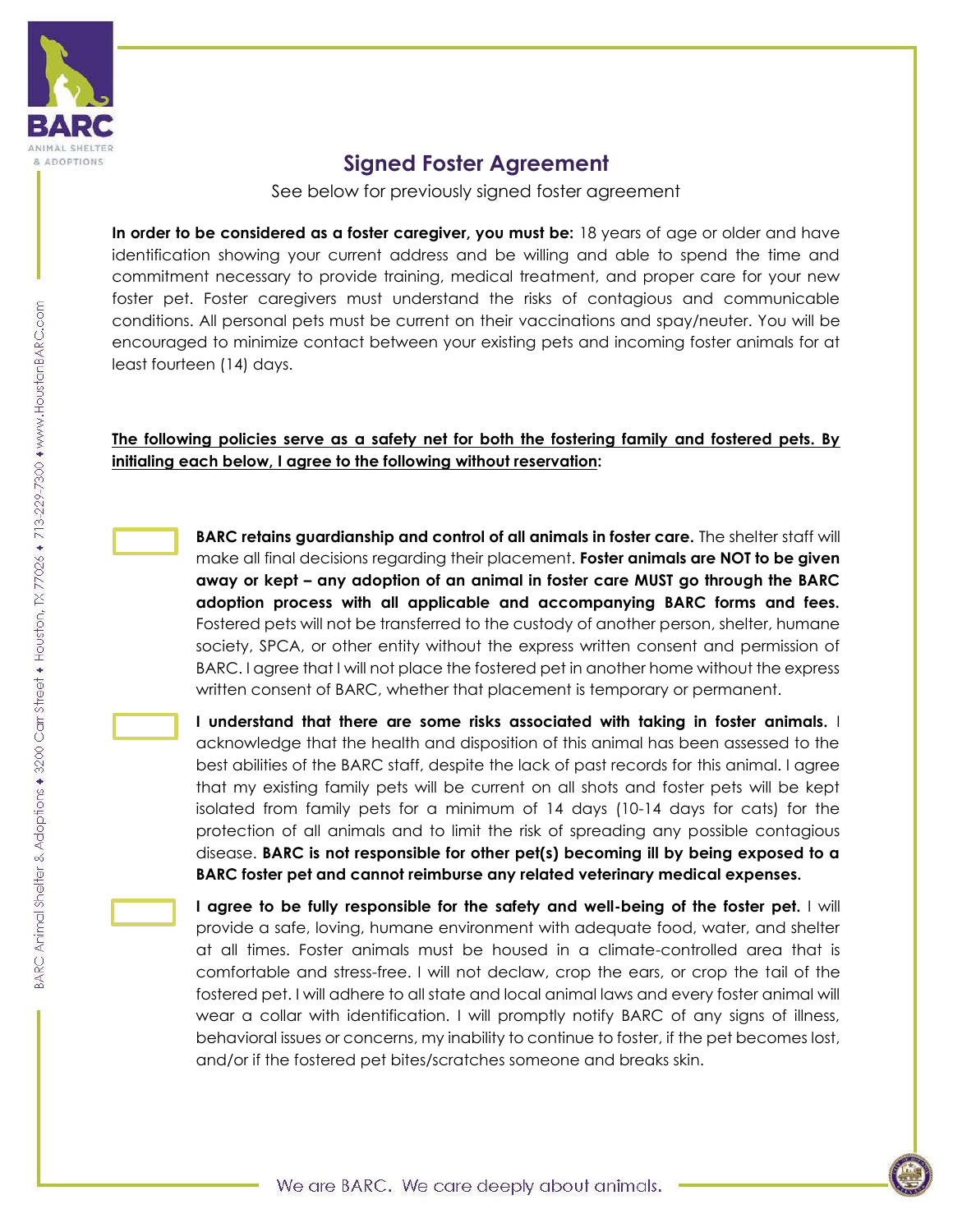## Signed Foster Agreement

See below for previously signed foster agreement

**In order to be considered as a foster caregiver, you must be:** 18 years of age or older and have identification showing your current address and be willing and able to spend the time and commitment necessary to provide training, medical treatment, and proper care for your new foster pet. Foster caregivers must understand the risks of contagious and communicable conditions. All personal pets must be current on their vaccinations and spay/neuter. You will be encouraged to minimize contact between your existing pets and incoming foster animals for at least fourteen (14) days.

**<u>The following policies serve as a safety net for both the fostering family and fostered pets. By initialing each below, I agree to the following without reservation</u>:**

☐ **BARC retains guardianship and control of all animals in foster care.** The shelter staff will make all final decisions regarding their placement. **Foster animals are NOT to be given away or kept – any adoption of an animal in foster care MUST go through the BARC adoption process with all applicable and accompanying BARC forms and fees.** Fostered pets will not be transferred to the custody of another person, shelter, humane society, SPCA, or other entity without the express written consent and permission of BARC. I agree that I will not place the fostered pet in another home without the express written consent of BARC, whether that placement is temporary or permanent.

☐ **I understand that there are some risks associated with taking in foster animals.** I acknowledge that the health and disposition of this animal has been assessed to the best abilities of the BARC staff, despite the lack of past records for this animal. I agree that my existing family pets will be current on all shots and foster pets will be kept isolated from family pets for a minimum of 14 days (10-14 days for cats) for the protection of all animals and to limit the risk of spreading any possible contagious disease. **BARC is not responsible for other pet(s) becoming ill by being exposed to a BARC foster pet and cannot reimburse any related veterinary medical expenses.**

☐ **I agree to be fully responsible for the safety and well-being of the foster pet.** I will provide a safe, loving, humane environment with adequate food, water, and shelter at all times. Foster animals must be housed in a climate-controlled area that is comfortable and stress-free. I will not declaw, crop the ears, or crop the tail of the fostered pet. I will adhere to all state and local animal laws and every foster animal will wear a collar with identification. I will promptly notify BARC of any signs of illness, behavioral issues or concerns, my inability to continue to foster, if the pet becomes lost, and/or if the fostered pet bites/scratches someone and breaks skin.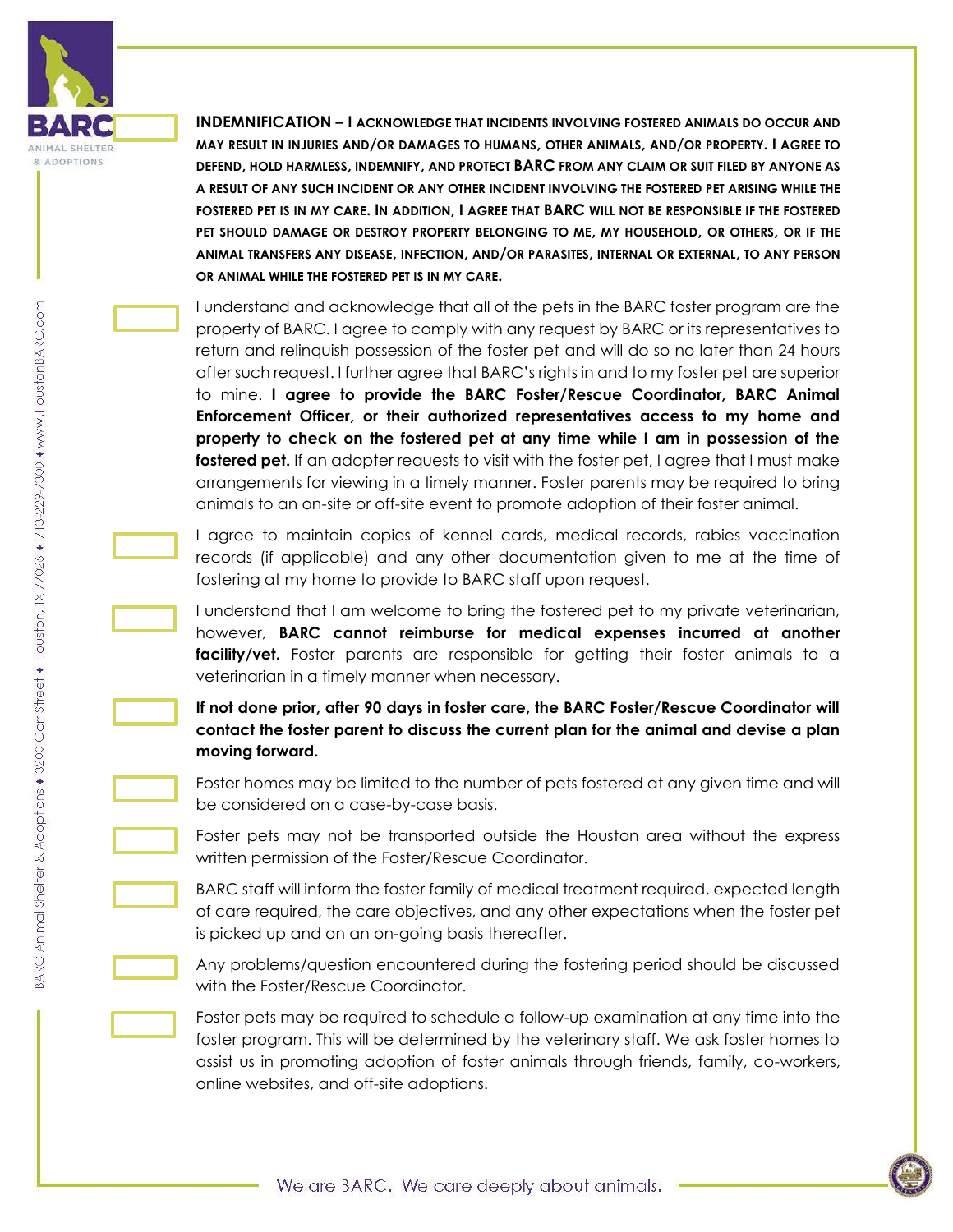**INDEMNIFICATION – I ACKNOWLEDGE THAT INCIDENTS INVOLVING FOSTERED ANIMALS DO OCCUR AND MAY RESULT IN INJURIES AND/OR DAMAGES TO HUMANS, OTHER ANIMALS, AND/OR PROPERTY. I AGREE TO DEFEND, HOLD HARMLESS, INDEMNIFY, AND PROTECT BARC FROM ANY CLAIM OR SUIT FILED BY ANYONE AS A RESULT OF ANY SUCH INCIDENT OR ANY OTHER INCIDENT INVOLVING THE FOSTERED PET ARISING WHILE THE FOSTERED PET IS IN MY CARE. IN ADDITION, I AGREE THAT BARC WILL NOT BE RESPONSIBLE IF THE FOSTERED PET SHOULD DAMAGE OR DESTROY PROPERTY BELONGING TO ME, MY HOUSEHOLD, OR OTHERS, OR IF THE ANIMAL TRANSFERS ANY DISEASE, INFECTION, AND/OR PARASITES, INTERNAL OR EXTERNAL, TO ANY PERSON OR ANIMAL WHILE THE FOSTERED PET IS IN MY CARE.**

I understand and acknowledge that all of the pets in the BARC foster program are the property of BARC. I agree to comply with any request by BARC or its representatives to return and relinquish possession of the foster pet and will do so no later than 24 hours after such request. I further agree that BARC's rights in and to my foster pet are superior to mine. **I agree to provide the BARC Foster/Rescue Coordinator, BARC Animal Enforcement Officer, or their authorized representatives access to my home and property to check on the fostered pet at any time while I am in possession of the fostered pet.** If an adopter requests to visit with the foster pet, I agree that I must make arrangements for viewing in a timely manner. Foster parents may be required to bring animals to an on-site or off-site event to promote adoption of their foster animal.

I agree to maintain copies of kennel cards, medical records, rabies vaccination records (if applicable) and any other documentation given to me at the time of fostering at my home to provide to BARC staff upon request.

I understand that I am welcome to bring the fostered pet to my private veterinarian, however, **BARC cannot reimburse for medical expenses incurred at another facility/vet.** Foster parents are responsible for getting their foster animals to a veterinarian in a timely manner when necessary.

**If not done prior, after 90 days in foster care, the BARC Foster/Rescue Coordinator will contact the foster parent to discuss the current plan for the animal and devise a plan moving forward.**

Foster homes may be limited to the number of pets fostered at any given time and will be considered on a case-by-case basis.

Foster pets may not be transported outside the Houston area without the express written permission of the Foster/Rescue Coordinator.

BARC staff will inform the foster family of medical treatment required, expected length of care required, the care objectives, and any other expectations when the foster pet is picked up and on an on-going basis thereafter.

Any problems/question encountered during the fostering period should be discussed with the Foster/Rescue Coordinator.

Foster pets may be required to schedule a follow-up examination at any time into the foster program. This will be determined by the veterinary staff. We ask foster homes to assist us in promoting adoption of foster animals through friends, family, co-workers, online websites, and off-site adoptions.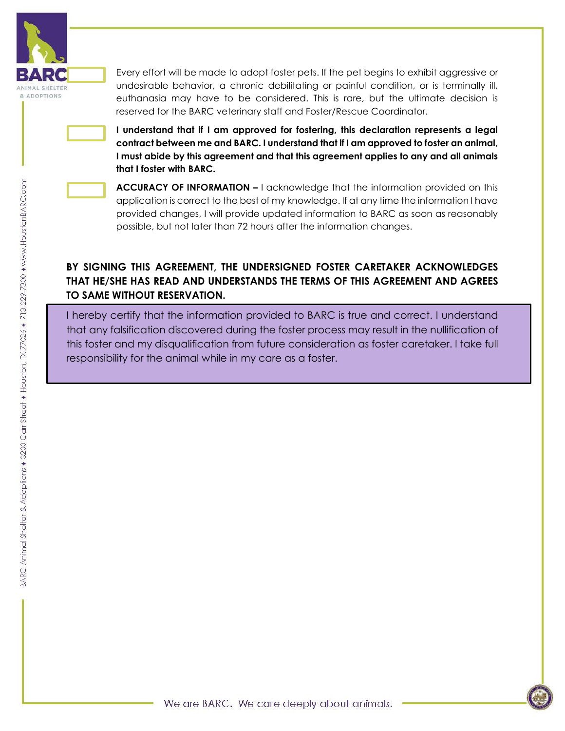Every effort will be made to adopt foster pets. If the pet begins to exhibit aggressive or undesirable behavior, a chronic debilitating or painful condition, or is terminally ill, euthanasia may have to be considered. This is rare, but the ultimate decision is reserved for the BARC veterinary staff and Foster/Rescue Coordinator.

**I understand that if I am approved for fostering, this declaration represents a legal contract between me and BARC. I understand that if I am approved to foster an animal, I must abide by this agreement and that this agreement applies to any and all animals that I foster with BARC.**

**ACCURACY OF INFORMATION –** I acknowledge that the information provided on this application is correct to the best of my knowledge. If at any time the information I have provided changes, I will provide updated information to BARC as soon as reasonably possible, but not later than 72 hours after the information changes.

**BY SIGNING THIS AGREEMENT, THE UNDERSIGNED FOSTER CARETAKER ACKNOWLEDGES THAT HE/SHE HAS READ AND UNDERSTANDS THE TERMS OF THIS AGREEMENT AND AGREES TO SAME WITHOUT RESERVATION.**

I hereby certify that the information provided to BARC is true and correct. I understand that any falsification discovered during the foster process may result in the nullification of this foster and my disqualification from future consideration as foster caretaker. I take full responsibility for the animal while in my care as a foster.